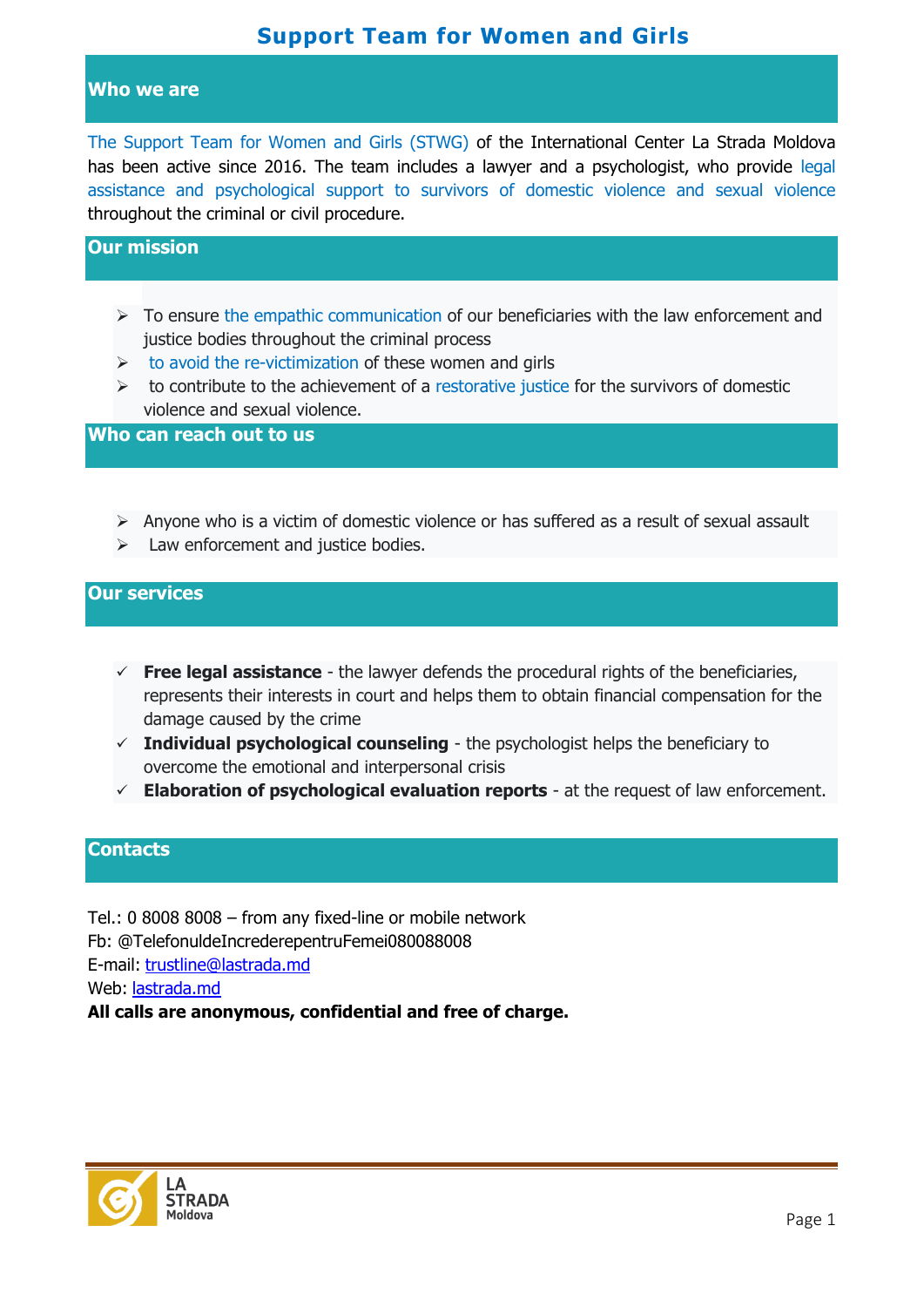# Support Team for Women and Girls

## Who we are

The Support Team for Women and Girls (STWG) of the International Center La Strada Moldova has been active since 2016. The team includes a lawyer and a psychologist, who provide legal assistance and psychological support to survivors of domestic violence and sexual violence throughout the criminal or civil procedure.

## Our mission

- To ensure the empathic communication of our beneficiaries with the law enforcement and justice bodies throughout the criminal process
- to avoid the re-victimization of these women and girls
- to contribute to the achievement of a restorative justice for the survivors of domestic violence and sexual violence.

## Who can reach out to us

- Anyone who is a victim of domestic violence or has suffered as a result of sexual assault
- Law enforcement and justice bodies.

## Our services

- ✓ **Free legal assistance** - the lawyer defends the procedural rights of the beneficiaries, represents their interests in court and helps them to obtain financial compensation for the damage caused by the crime
- ✓ **Individual psychological counseling** - the psychologist helps the beneficiary to overcome the emotional and interpersonal crisis
- ✓ **Elaboration of psychological evaluation reports** - at the request of law enforcement.

## Contacts

Tel.: 0 8008 8008 – from any fixed-line or mobile network
Fb: @TelefonuldeIncrederepentruFemei080088008
E-mail: trustline@lastrada.md
Web: lastrada.md
**All calls are anonymous, confidential and free of charge.**

LA STRADA Moldova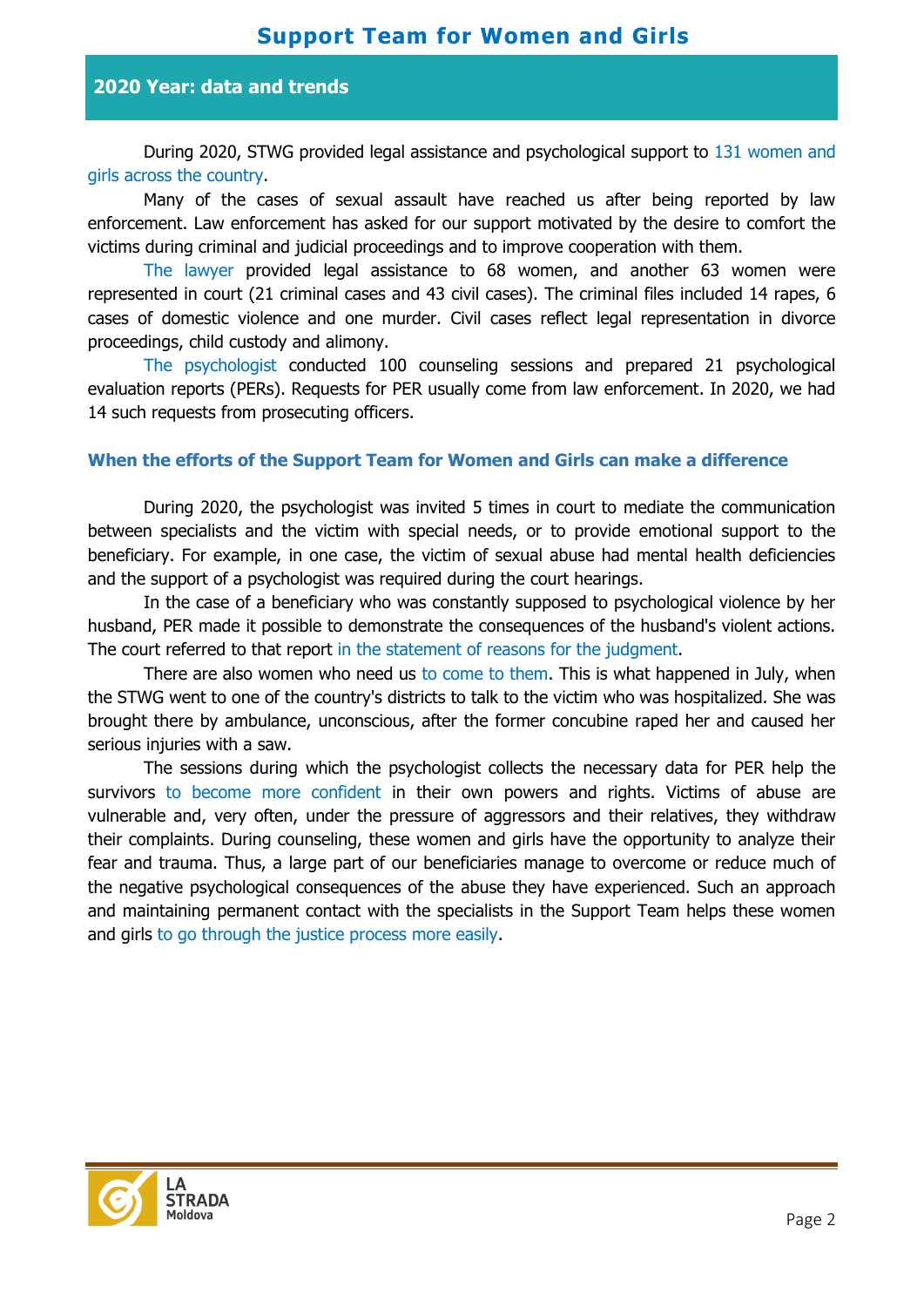# Support Team for Women and Girls

## 2020 Year: data and trends

During 2020, STWG provided legal assistance and psychological support to 131 women and girls across the country.

Many of the cases of sexual assault have reached us after being reported by law enforcement. Law enforcement has asked for our support motivated by the desire to comfort the victims during criminal and judicial proceedings and to improve cooperation with them.

The lawyer provided legal assistance to 68 women, and another 63 women were represented in court (21 criminal cases and 43 civil cases). The criminal files included 14 rapes, 6 cases of domestic violence and one murder. Civil cases reflect legal representation in divorce proceedings, child custody and alimony.

The psychologist conducted 100 counseling sessions and prepared 21 psychological evaluation reports (PERs). Requests for PER usually come from law enforcement. In 2020, we had 14 such requests from prosecuting officers.

### When the efforts of the Support Team for Women and Girls can make a difference

During 2020, the psychologist was invited 5 times in court to mediate the communication between specialists and the victim with special needs, or to provide emotional support to the beneficiary. For example, in one case, the victim of sexual abuse had mental health deficiencies and the support of a psychologist was required during the court hearings.

In the case of a beneficiary who was constantly supposed to psychological violence by her husband, PER made it possible to demonstrate the consequences of the husband's violent actions. The court referred to that report in the statement of reasons for the judgment.

There are also women who need us to come to them. This is what happened in July, when the STWG went to one of the country's districts to talk to the victim who was hospitalized. She was brought there by ambulance, unconscious, after the former concubine raped her and caused her serious injuries with a saw.

The sessions during which the psychologist collects the necessary data for PER help the survivors to become more confident in their own powers and rights. Victims of abuse are vulnerable and, very often, under the pressure of aggressors and their relatives, they withdraw their complaints. During counseling, these women and girls have the opportunity to analyze their fear and trauma. Thus, a large part of our beneficiaries manage to overcome or reduce much of the negative psychological consequences of the abuse they have experienced. Such an approach and maintaining permanent contact with the specialists in the Support Team helps these women and girls to go through the justice process more easily.